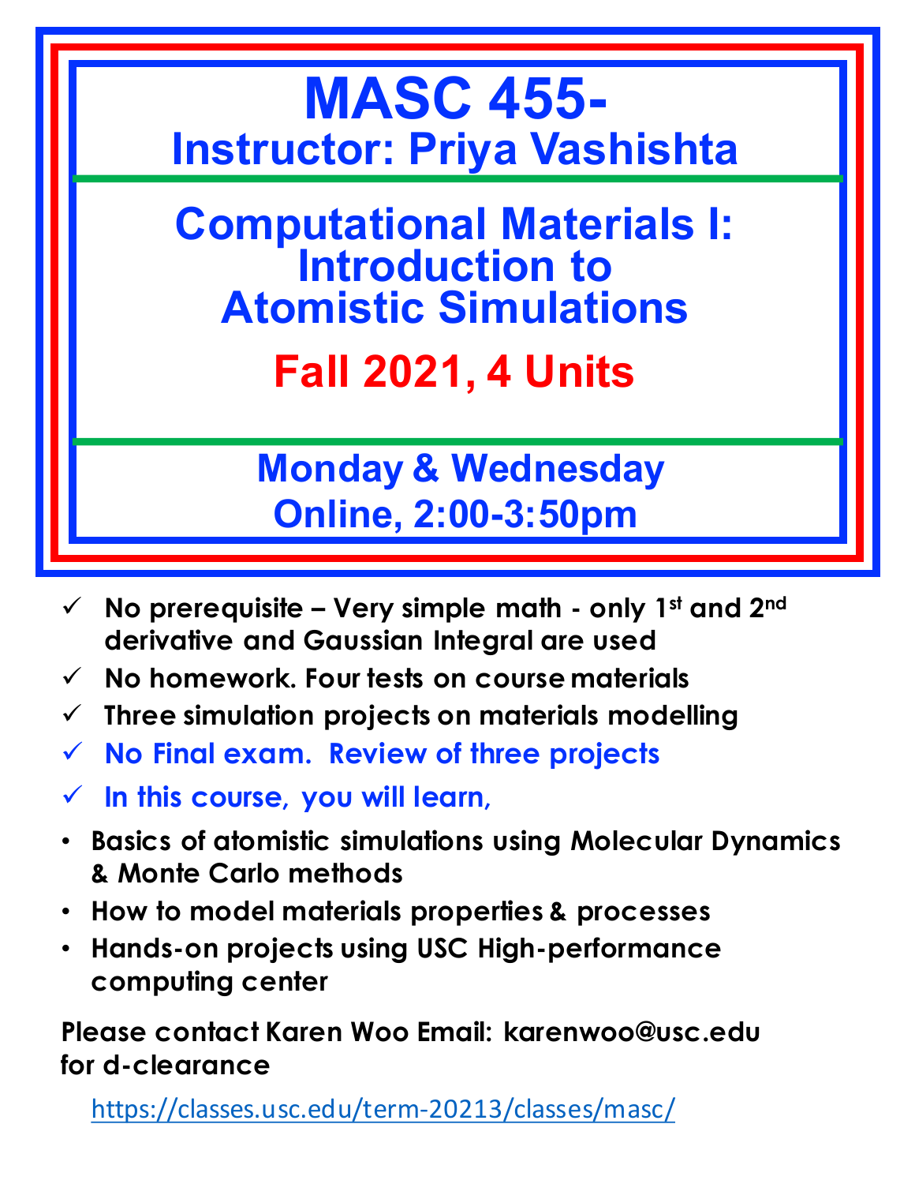# MASC 455-

## Instructor: Priya Vashishta

## Computational Materials I: Introduction to Atomistic Simulations

## Fall 2021, 4 Units

## Monday & Wednesday Online, 2:00-3:50pm

- ✓ **No prerequisite – Very simple math - only 1st and 2nd derivative and Gaussian Integral are used**
- ✓ **No homework. Four tests on course materials**
- ✓ **Three simulation projects on materials modelling**
- ✓ **No Final exam. Review of three projects**
- ✓ **In this course, you will learn,**

- **Basics of atomistic simulations using Molecular Dynamics & Monte Carlo methods**
- **How to model materials properties & processes**
- **Hands-on projects using USC High-performance computing center**

**Please contact Karen Woo Email: karenwoo@usc.edu for d-clearance**

https://classes.usc.edu/term-20213/classes/masc/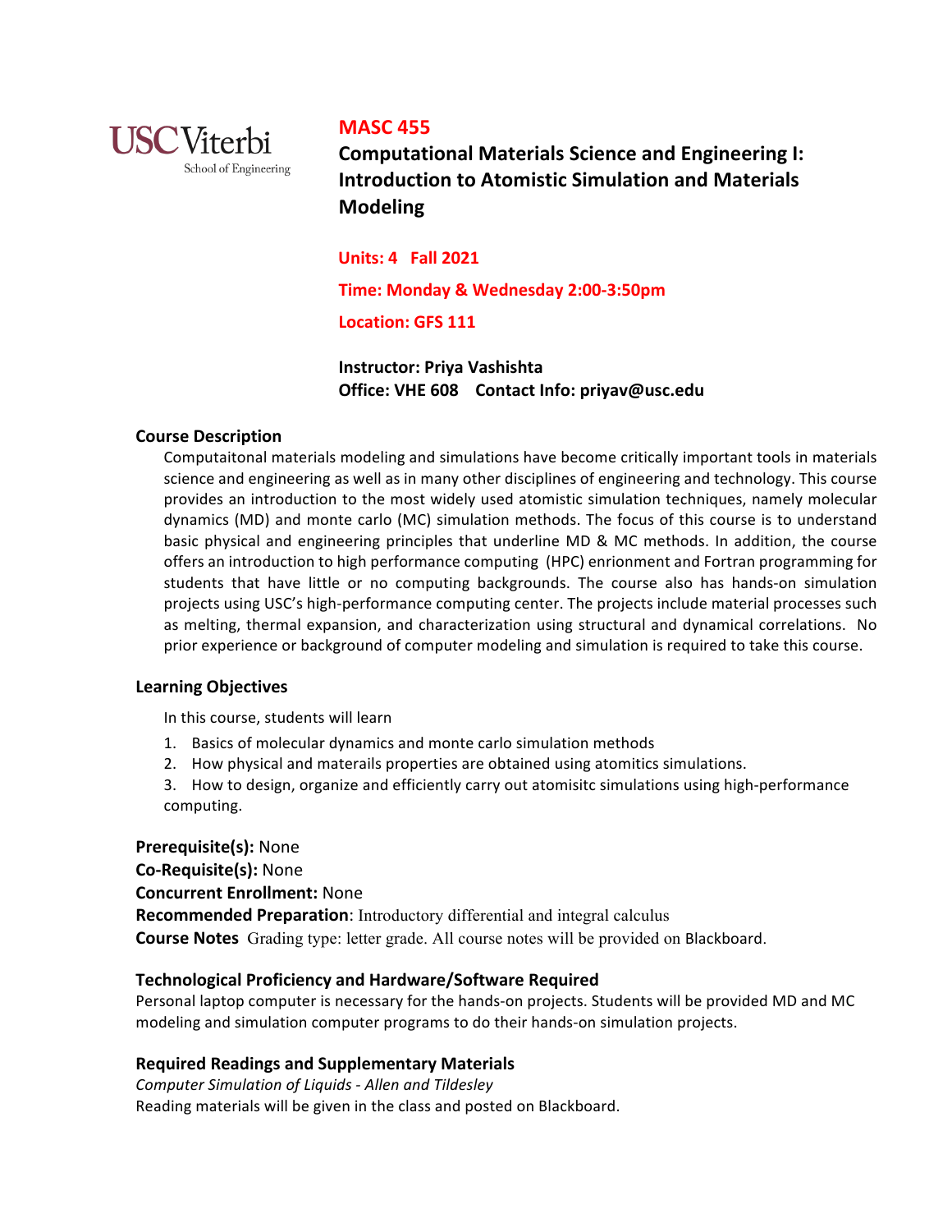**USC Viterbi** School of Engineering

# MASC 455

## Computational Materials Science and Engineering I: Introduction to Atomistic Simulation and Materials Modeling

**Units: 4 Fall 2021**

**Time: Monday & Wednesday 2:00-3:50pm**

**Location: GFS 111**

**Instructor: Priya Vashishta**
**Office: VHE 608 Contact Info: priyav@usc.edu**

### Course Description

Computaitonal materials modeling and simulations have become critically important tools in materials science and engineering as well as in many other disciplines of engineering and technology. This course provides an introduction to the most widely used atomistic simulation techniques, namely molecular dynamics (MD) and monte carlo (MC) simulation methods. The focus of this course is to understand basic physical and engineering principles that underline MD & MC methods. In addition, the course offers an introduction to high performance computing (HPC) enrionment and Fortran programming for students that have little or no computing backgrounds. The course also has hands-on simulation projects using USC's high-performance computing center. The projects include material processes such as melting, thermal expansion, and characterization using structural and dynamical correlations. No prior experience or background of computer modeling and simulation is required to take this course.

### Learning Objectives

In this course, students will learn

1. Basics of molecular dynamics and monte carlo simulation methods
2. How physical and materails properties are obtained using atomitics simulations.
3. How to design, organize and efficiently carry out atomisitc simulations using high-performance computing.

**Prerequisite(s):** None
**Co-Requisite(s):** None
**Concurrent Enrollment:** None
**Recommended Preparation**: Introductory differential and integral calculus
**Course Notes** Grading type: letter grade. All course notes will be provided on Blackboard.

### Technological Proficiency and Hardware/Software Required

Personal laptop computer is necessary for the hands-on projects. Students will be provided MD and MC modeling and simulation computer programs to do their hands-on simulation projects.

### Required Readings and Supplementary Materials

*Computer Simulation of Liquids - Allen and Tildesley*
Reading materials will be given in the class and posted on Blackboard.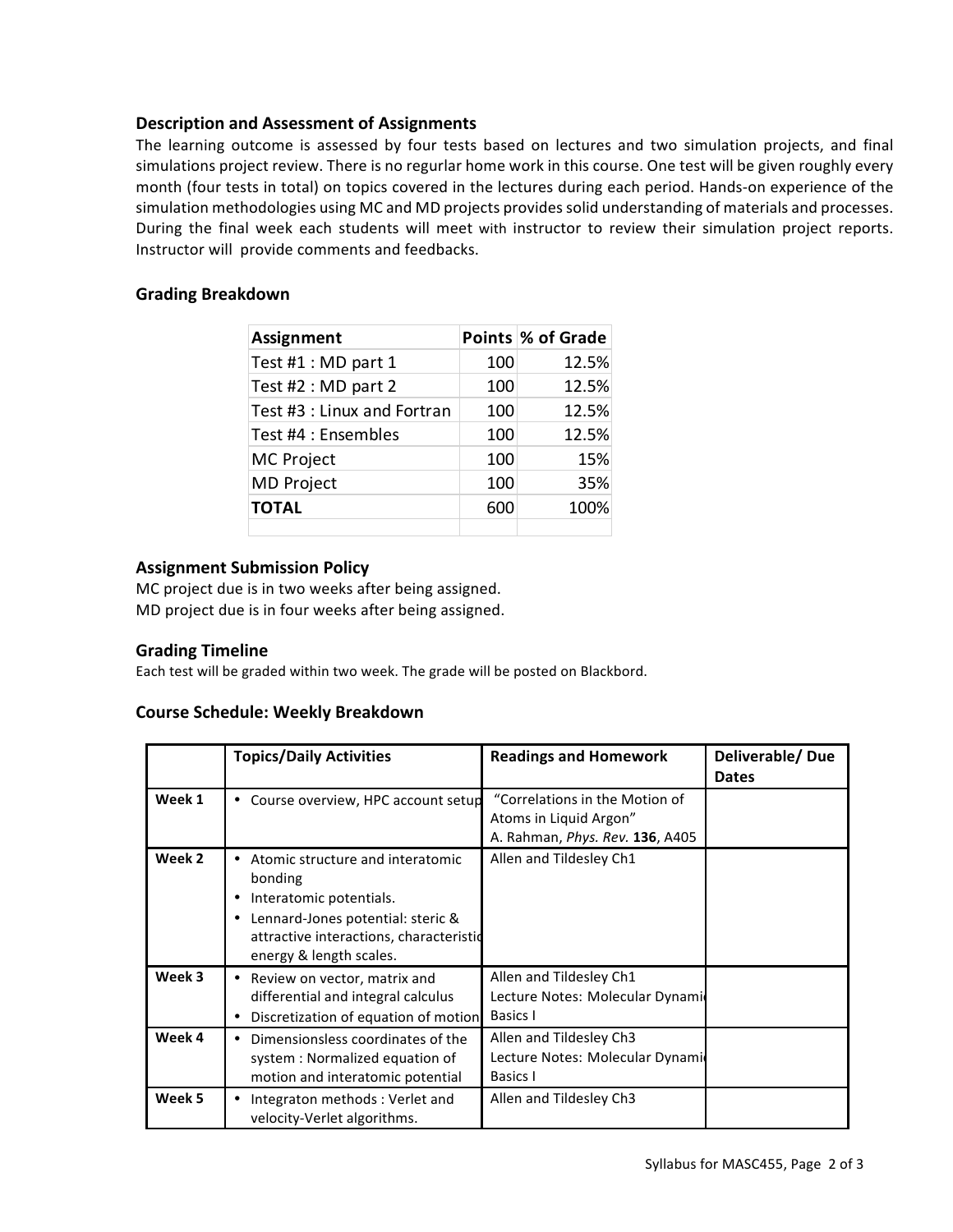### Description and Assessment of Assignments

The learning outcome is assessed by four tests based on lectures and two simulation projects, and final simulations project review. There is no regurlar home work in this course. One test will be given roughly every month (four tests in total) on topics covered in the lectures during each period. Hands-on experience of the simulation methodologies using MC and MD projects provides solid understanding of materials and processes. During the final week each students will meet with instructor to review their simulation project reports. Instructor will provide comments and feedbacks.

### Grading Breakdown

| Assignment | Points | % of Grade |
|---|---|---|
| Test #1 : MD part 1 | 100 | 12.5% |
| Test #2 : MD part 2 | 100 | 12.5% |
| Test #3 : Linux and Fortran | 100 | 12.5% |
| Test #4 : Ensembles | 100 | 12.5% |
| MC Project | 100 | 15% |
| MD Project | 100 | 35% |
| **TOTAL** | 600 | 100% |
| | | |

### Assignment Submission Policy

MC project due is in two weeks after being assigned.
MD project due is in four weeks after being assigned.

### Grading Timeline

Each test will be graded within two week. The grade will be posted on Blackbord.

### Course Schedule: Weekly Breakdown

| | Topics/Daily Activities | Readings and Homework | Deliverable/ Due Dates |
|---|---|---|---|
| **Week 1** | • Course overview, HPC account setup | "Correlations in the Motion of Atoms in Liquid Argon" A. Rahman, *Phys. Rev.* **136**, A405 | |
| **Week 2** | • Atomic structure and interatomic bonding<br>• Interatomic potentials.<br>• Lennard-Jones potential: steric & attractive interactions, characteristic energy & length scales. | Allen and Tildesley Ch1 | |
| **Week 3** | • Review on vector, matrix and differential and integral calculus<br>• Discretization of equation of motion | Allen and Tildesley Ch1<br>Lecture Notes: Molecular Dynamic Basics I | |
| **Week 4** | • Dimensionsless coordinates of the system : Normalized equation of motion and interatomic potential | Allen and Tildesley Ch3<br>Lecture Notes: Molecular Dynamic Basics I | |
| **Week 5** | • Integraton methods : Verlet and velocity-Verlet algorithms. | Allen and Tildesley Ch3 | |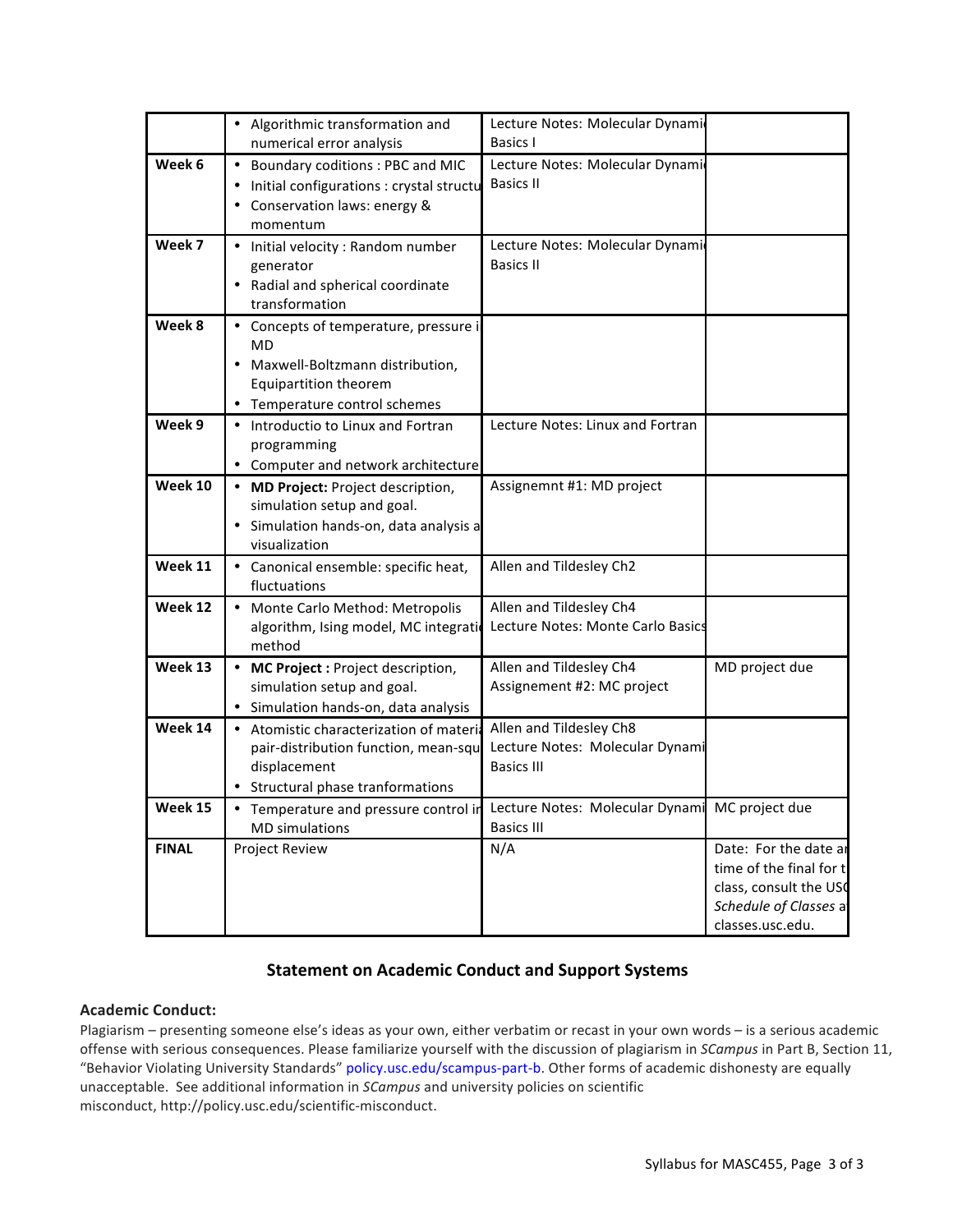| | | | |
|---|---|---|---|
| | • Algorithmic transformation and numerical error analysis | Lecture Notes: Molecular Dynami Basics I | |
| **Week 6** | • Boundary coditions : PBC and MIC<br>• Initial configurations : crystal structu<br>• Conservation laws: energy & momentum | Lecture Notes: Molecular Dynami Basics II | |
| **Week 7** | • Initial velocity : Random number generator<br>• Radial and spherical coordinate transformation | Lecture Notes: Molecular Dynami Basics II | |
| **Week 8** | • Concepts of temperature, pressure i MD<br>• Maxwell-Boltzmann distribution, Equipartition theorem<br>• Temperature control schemes | | |
| **Week 9** | • Introductio to Linux and Fortran programming<br>• Computer and network architecture | Lecture Notes: Linux and Fortran | |
| **Week 10** | • **MD Project:** Project description, simulation setup and goal.<br>• Simulation hands-on, data analysis a visualization | Assignemnt #1: MD project | |
| **Week 11** | • Canonical ensemble: specific heat, fluctuations | Allen and Tildesley Ch2 | |
| **Week 12** | • Monte Carlo Method: Metropolis algorithm, Ising model, MC integrati method | Allen and Tildesley Ch4<br>Lecture Notes: Monte Carlo Basics | |
| **Week 13** | • **MC Project :** Project description, simulation setup and goal.<br>• Simulation hands-on, data analysis | Allen and Tildesley Ch4<br>Assignement #2: MC project | MD project due |
| **Week 14** | • Atomistic characterization of materi pair-distribution function, mean-squ displacement<br>• Structural phase tranformations | Allen and Tildesley Ch8<br>Lecture Notes: Molecular Dynami Basics III | |
| **Week 15** | • Temperature and pressure control ir MD simulations | Lecture Notes: Molecular Dynami Basics III | MC project due |
| **FINAL** | Project Review | N/A | Date: For the date ar time of the final for t class, consult the USC *Schedule of Classes* a classes.usc.edu. |

## Statement on Academic Conduct and Support Systems

### Academic Conduct:

Plagiarism – presenting someone else's ideas as your own, either verbatim or recast in your own words – is a serious academic offense with serious consequences. Please familiarize yourself with the discussion of plagiarism in *SCampus* in Part B, Section 11, "Behavior Violating University Standards" policy.usc.edu/scampus-part-b. Other forms of academic dishonesty are equally unacceptable. See additional information in *SCampus* and university policies on scientific misconduct, http://policy.usc.edu/scientific-misconduct.